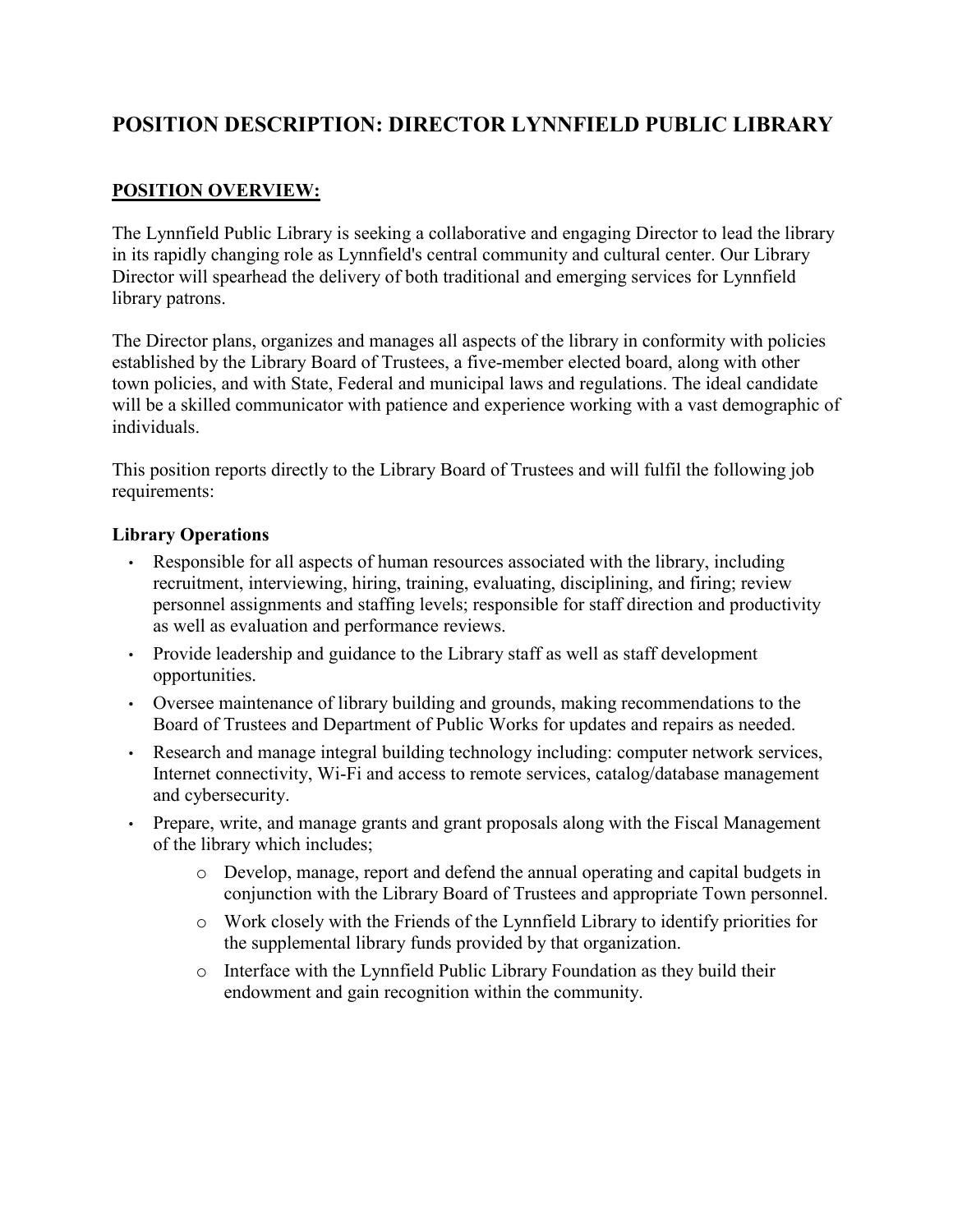# POSITION DESCRIPTION: DIRECTOR LYNNFIELD PUBLIC LIBRARY

## POSITION OVERVIEW:

The Lynnfield Public Library is seeking a collaborative and engaging Director to lead the library in its rapidly changing role as Lynnfield's central community and cultural center. Our Library Director will spearhead the delivery of both traditional and emerging services for Lynnfield library patrons.

The Director plans, organizes and manages all aspects of the library in conformity with policies established by the Library Board of Trustees, a five-member elected board, along with other town policies, and with State, Federal and municipal laws and regulations. The ideal candidate will be a skilled communicator with patience and experience working with a vast demographic of individuals.

This position reports directly to the Library Board of Trustees and will fulfil the following job requirements:

### Library Operations

- Responsible for all aspects of human resources associated with the library, including recruitment, interviewing, hiring, training, evaluating, disciplining, and firing; review personnel assignments and staffing levels; responsible for staff direction and productivity as well as evaluation and performance reviews.
- Provide leadership and guidance to the Library staff as well as staff development opportunities.
- Oversee maintenance of library building and grounds, making recommendations to the Board of Trustees and Department of Public Works for updates and repairs as needed.
- Research and manage integral building technology including: computer network services, Internet connectivity, Wi-Fi and access to remote services, catalog/database management and cybersecurity.
- Prepare, write, and manage grants and grant proposals along with the Fiscal Management of the library which includes;
    - Develop, manage, report and defend the annual operating and capital budgets in conjunction with the Library Board of Trustees and appropriate Town personnel.
    - Work closely with the Friends of the Lynnfield Library to identify priorities for the supplemental library funds provided by that organization.
    - Interface with the Lynnfield Public Library Foundation as they build their endowment and gain recognition within the community.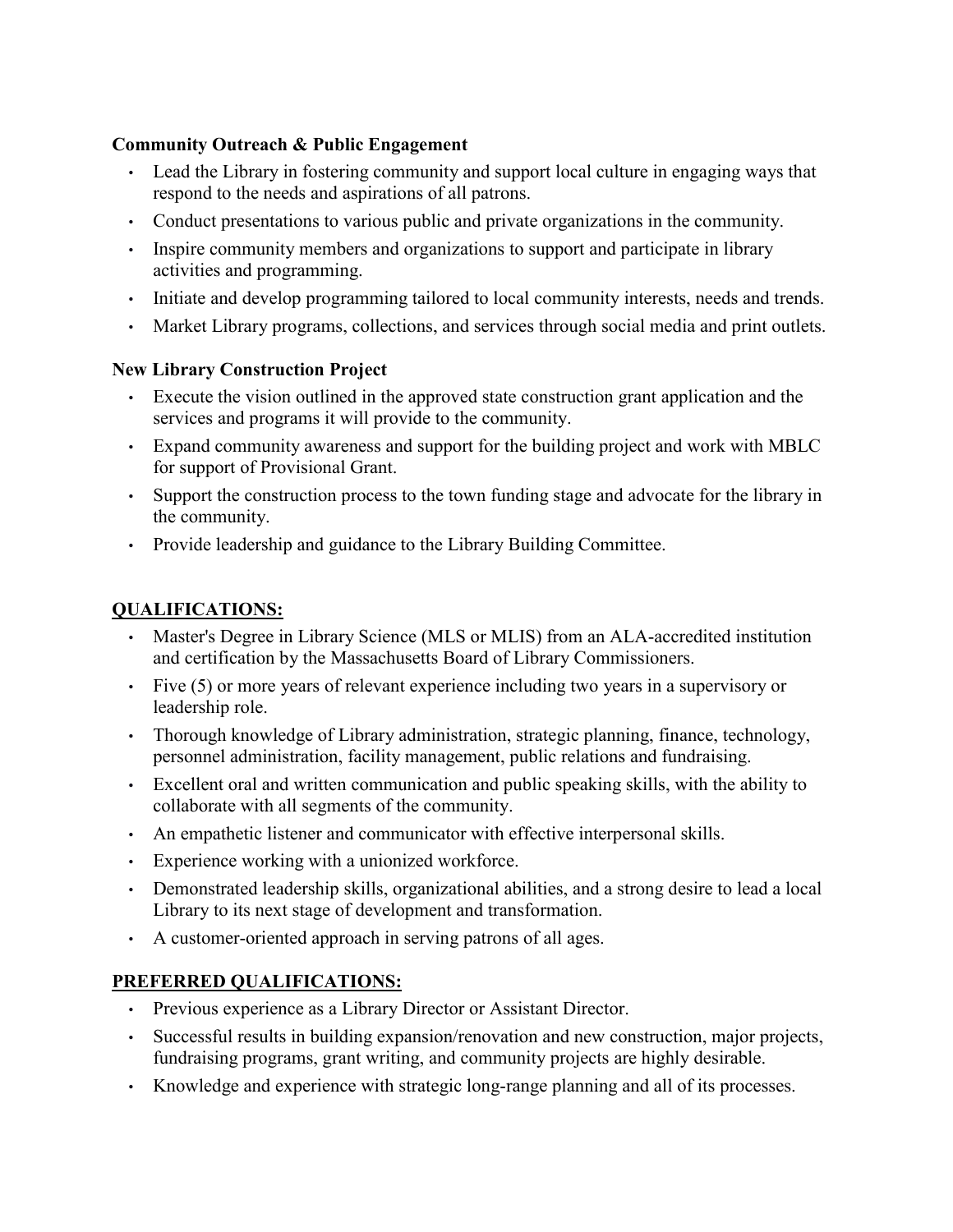**Community Outreach & Public Engagement**

- Lead the Library in fostering community and support local culture in engaging ways that respond to the needs and aspirations of all patrons.
- Conduct presentations to various public and private organizations in the community.
- Inspire community members and organizations to support and participate in library activities and programming.
- Initiate and develop programming tailored to local community interests, needs and trends.
- Market Library programs, collections, and services through social media and print outlets.

**New Library Construction Project**

- Execute the vision outlined in the approved state construction grant application and the services and programs it will provide to the community.
- Expand community awareness and support for the building project and work with MBLC for support of Provisional Grant.
- Support the construction process to the town funding stage and advocate for the library in the community.
- Provide leadership and guidance to the Library Building Committee.

## QUALIFICATIONS:

- Master's Degree in Library Science (MLS or MLIS) from an ALA-accredited institution and certification by the Massachusetts Board of Library Commissioners.
- Five (5) or more years of relevant experience including two years in a supervisory or leadership role.
- Thorough knowledge of Library administration, strategic planning, finance, technology, personnel administration, facility management, public relations and fundraising.
- Excellent oral and written communication and public speaking skills, with the ability to collaborate with all segments of the community.
- An empathetic listener and communicator with effective interpersonal skills.
- Experience working with a unionized workforce.
- Demonstrated leadership skills, organizational abilities, and a strong desire to lead a local Library to its next stage of development and transformation.
- A customer-oriented approach in serving patrons of all ages.

## PREFERRED QUALIFICATIONS:

- Previous experience as a Library Director or Assistant Director.
- Successful results in building expansion/renovation and new construction, major projects, fundraising programs, grant writing, and community projects are highly desirable.
- Knowledge and experience with strategic long-range planning and all of its processes.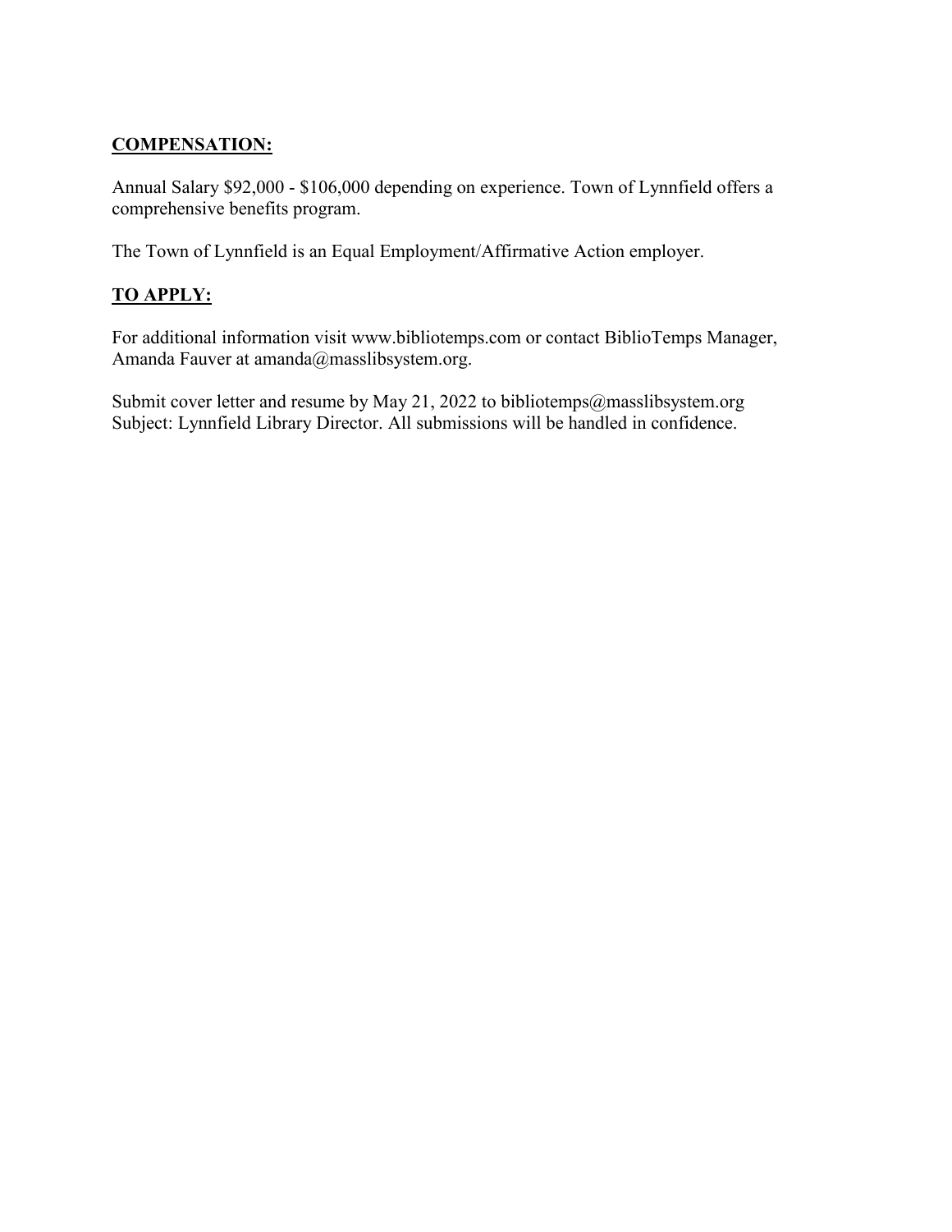**COMPENSATION:**

Annual Salary $92,000 - $106,000 depending on experience. Town of Lynnfield offers a comprehensive benefits program.

The Town of Lynnfield is an Equal Employment/Affirmative Action employer.

**TO APPLY:**

For additional information visit www.bibliotemps.com or contact BiblioTemps Manager, Amanda Fauver at amanda@masslibsystem.org.

Submit cover letter and resume by May 21, 2022 to bibliotemps@masslibsystem.org Subject: Lynnfield Library Director. All submissions will be handled in confidence.